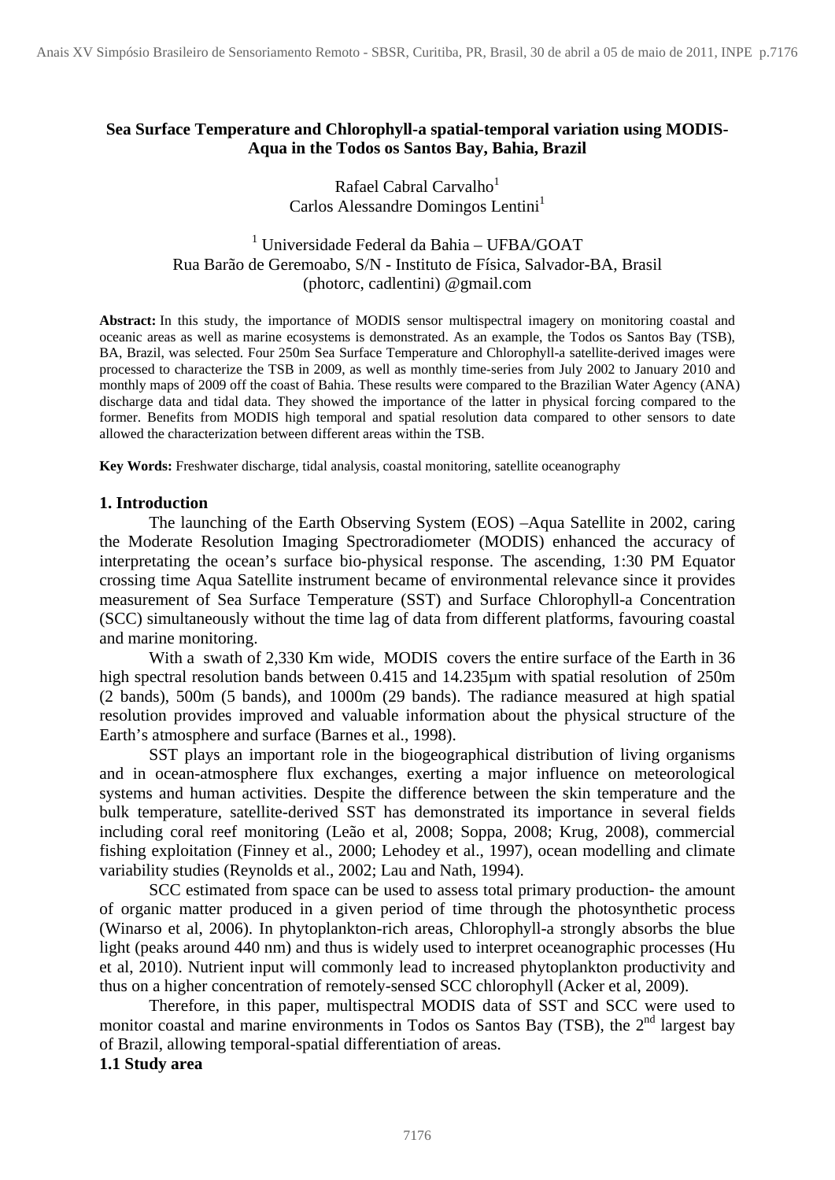# Sea Surface Temperature and Chlorophyll-a spatial-temporal variation using MODIS-Aqua in the Todos os Santos Bay, Bahia, Brazil

Rafael Cabral Carvalho[1]
Carlos Alessandre Domingos Lentini[1]

[1] Universidade Federal da Bahia – UFBA/GOAT
Rua Barão de Geremoabo, S/N - Instituto de Física, Salvador-BA, Brasil
(photorc, cadlentini) @gmail.com

**Abstract:** In this study, the importance of MODIS sensor multispectral imagery on monitoring coastal and oceanic areas as well as marine ecosystems is demonstrated. As an example, the Todos os Santos Bay (TSB), BA, Brazil, was selected. Four 250m Sea Surface Temperature and Chlorophyll-a satellite-derived images were processed to characterize the TSB in 2009, as well as monthly time-series from July 2002 to January 2010 and monthly maps of 2009 off the coast of Bahia. These results were compared to the Brazilian Water Agency (ANA) discharge data and tidal data. They showed the importance of the latter in physical forcing compared to the former. Benefits from MODIS high temporal and spatial resolution data compared to other sensors to date allowed the characterization between different areas within the TSB.

**Key Words:** Freshwater discharge, tidal analysis, coastal monitoring, satellite oceanography

## 1. Introduction

The launching of the Earth Observing System (EOS) –Aqua Satellite in 2002, caring the Moderate Resolution Imaging Spectroradiometer (MODIS) enhanced the accuracy of interpretating the ocean's surface bio-physical response. The ascending, 1:30 PM Equator crossing time Aqua Satellite instrument became of environmental relevance since it provides measurement of Sea Surface Temperature (SST) and Surface Chlorophyll-a Concentration (SCC) simultaneously without the time lag of data from different platforms, favouring coastal and marine monitoring.

With a swath of 2,330 Km wide, MODIS covers the entire surface of the Earth in 36 high spectral resolution bands between 0.415 and 14.235µm with spatial resolution of 250m (2 bands), 500m (5 bands), and 1000m (29 bands). The radiance measured at high spatial resolution provides improved and valuable information about the physical structure of the Earth's atmosphere and surface (Barnes et al., 1998).

SST plays an important role in the biogeographical distribution of living organisms and in ocean-atmosphere flux exchanges, exerting a major influence on meteorological systems and human activities. Despite the difference between the skin temperature and the bulk temperature, satellite-derived SST has demonstrated its importance in several fields including coral reef monitoring (Leão et al, 2008; Soppa, 2008; Krug, 2008), commercial fishing exploitation (Finney et al., 2000; Lehodey et al., 1997), ocean modelling and climate variability studies (Reynolds et al., 2002; Lau and Nath, 1994).

SCC estimated from space can be used to assess total primary production- the amount of organic matter produced in a given period of time through the photosynthetic process (Winarso et al, 2006). In phytoplankton-rich areas, Chlorophyll-a strongly absorbs the blue light (peaks around 440 nm) and thus is widely used to interpret oceanographic processes (Hu et al, 2010). Nutrient input will commonly lead to increased phytoplankton productivity and thus on a higher concentration of remotely-sensed SCC chlorophyll (Acker et al, 2009).

Therefore, in this paper, multispectral MODIS data of SST and SCC were used to monitor coastal and marine environments in Todos os Santos Bay (TSB), the 2[nd] largest bay of Brazil, allowing temporal-spatial differentiation of areas.

### 1.1 Study area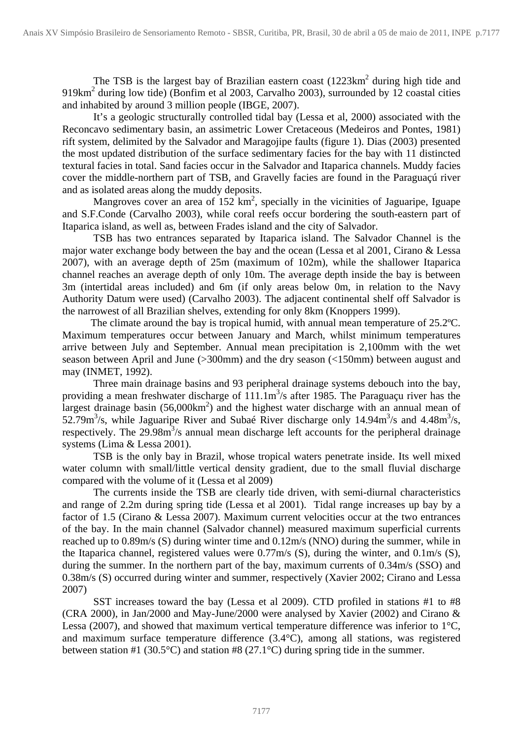The TSB is the largest bay of Brazilian eastern coast (1223km$^2$ during high tide and 919km$^2$ during low tide) (Bonfim et al 2003, Carvalho 2003), surrounded by 12 coastal cities and inhabited by around 3 million people (IBGE, 2007).

It's a geologic structurally controlled tidal bay (Lessa et al, 2000) associated with the Reconcavo sedimentary basin, an assimetric Lower Cretaceous (Medeiros and Pontes, 1981) rift system, delimited by the Salvador and Maragojipe faults (figure 1). Dias (2003) presented the most updated distribution of the surface sedimentary facies for the bay with 11 distincted textural facies in total. Sand facies occur in the Salvador and Itaparica channels. Muddy facies cover the middle-northern part of TSB, and Gravelly facies are found in the Paraguaçú river and as isolated areas along the muddy deposits.

Mangroves cover an area of 152 km$^2$, specially in the vicinities of Jaguaripe, Iguape and S.F.Conde (Carvalho 2003), while coral reefs occur bordering the south-eastern part of Itaparica island, as well as, between Frades island and the city of Salvador.

TSB has two entrances separated by Itaparica island. The Salvador Channel is the major water exchange body between the bay and the ocean (Lessa et al 2001, Cirano & Lessa 2007), with an average depth of 25m (maximum of 102m), while the shallower Itaparica channel reaches an average depth of only 10m. The average depth inside the bay is between 3m (intertidal areas included) and 6m (if only areas below 0m, in relation to the Navy Authority Datum were used) (Carvalho 2003). The adjacent continental shelf off Salvador is the narrowest of all Brazilian shelves, extending for only 8km (Knoppers 1999).

The climate around the bay is tropical humid, with annual mean temperature of 25.2ºC. Maximum temperatures occur between January and March, whilst minimum temperatures arrive between July and September. Annual mean precipitation is 2,100mm with the wet season between April and June (>300mm) and the dry season (<150mm) between august and may (INMET, 1992).

Three main drainage basins and 93 peripheral drainage systems debouch into the bay, providing a mean freshwater discharge of 111.1m$^3$/s after 1985. The Paraguaçu river has the largest drainage basin (56,000km$^2$) and the highest water discharge with an annual mean of 52.79m$^3$/s, while Jaguaripe River and Subaé River discharge only 14.94m$^3$/s and 4.48m$^3$/s, respectively. The 29.98m$^3$/s annual mean discharge left accounts for the peripheral drainage systems (Lima & Lessa 2001).

TSB is the only bay in Brazil, whose tropical waters penetrate inside. Its well mixed water column with small/little vertical density gradient, due to the small fluvial discharge compared with the volume of it (Lessa et al 2009)

The currents inside the TSB are clearly tide driven, with semi-diurnal characteristics and range of 2.2m during spring tide (Lessa et al 2001). Tidal range increases up bay by a factor of 1.5 (Cirano & Lessa 2007). Maximum current velocities occur at the two entrances of the bay. In the main channel (Salvador channel) measured maximum superficial currents reached up to 0.89m/s (S) during winter time and 0.12m/s (NNO) during the summer, while in the Itaparica channel, registered values were 0.77m/s (S), during the winter, and 0.1m/s (S), during the summer. In the northern part of the bay, maximum currents of 0.34m/s (SSO) and 0.38m/s (S) occurred during winter and summer, respectively (Xavier 2002; Cirano and Lessa 2007)

SST increases toward the bay (Lessa et al 2009). CTD profiled in stations #1 to #8 (CRA 2000), in Jan/2000 and May-June/2000 were analysed by Xavier (2002) and Cirano & Lessa (2007), and showed that maximum vertical temperature difference was inferior to 1°C, and maximum surface temperature difference (3.4°C), among all stations, was registered between station #1 (30.5°C) and station #8 (27.1°C) during spring tide in the summer.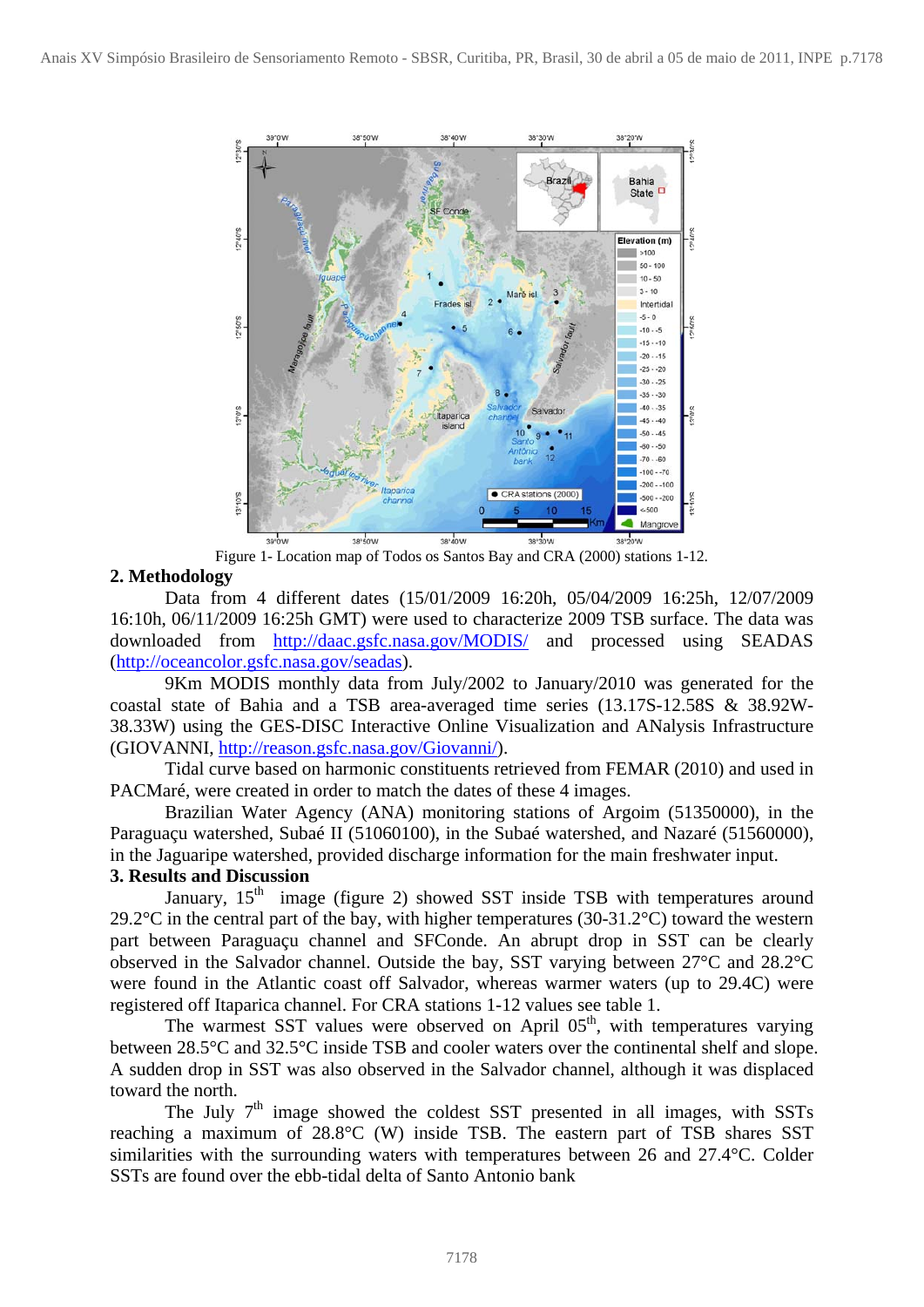Figure 1- Location map of Todos os Santos Bay and CRA (2000) stations 1-12.

## 2. Methodology

Data from 4 different dates (15/01/2009 16:20h, 05/04/2009 16:25h, 12/07/2009 16:10h, 06/11/2009 16:25h GMT) were used to characterize 2009 TSB surface. The data was downloaded from http://daac.gsfc.nasa.gov/MODIS/ and processed using SEADAS (http://oceancolor.gsfc.nasa.gov/seadas).

9Km MODIS monthly data from July/2002 to January/2010 was generated for the coastal state of Bahia and a TSB area-averaged time series (13.17S-12.58S & 38.92W-38.33W) using the GES-DISC Interactive Online Visualization and ANalysis Infrastructure (GIOVANNI, http://reason.gsfc.nasa.gov/Giovanni/).

Tidal curve based on harmonic constituents retrieved from FEMAR (2010) and used in PACMaré, were created in order to match the dates of these 4 images.

Brazilian Water Agency (ANA) monitoring stations of Argoim (51350000), in the Paraguaçu watershed, Subaé II (51060100), in the Subaé watershed, and Nazaré (51560000), in the Jaguaripe watershed, provided discharge information for the main freshwater input.

## 3. Results and Discussion

January, 15$^{th}$ image (figure 2) showed SST inside TSB with temperatures around 29.2°C in the central part of the bay, with higher temperatures (30-31.2°C) toward the western part between Paraguaçu channel and SFConde. An abrupt drop in SST can be clearly observed in the Salvador channel. Outside the bay, SST varying between 27°C and 28.2°C were found in the Atlantic coast off Salvador, whereas warmer waters (up to 29.4C) were registered off Itaparica channel. For CRA stations 1-12 values see table 1.

The warmest SST values were observed on April 05$^{th}$, with temperatures varying between 28.5°C and 32.5°C inside TSB and cooler waters over the continental shelf and slope. A sudden drop in SST was also observed in the Salvador channel, although it was displaced toward the north.

The July 7$^{th}$ image showed the coldest SST presented in all images, with SSTs reaching a maximum of 28.8°C (W) inside TSB. The eastern part of TSB shares SST similarities with the surrounding waters with temperatures between 26 and 27.4°C. Colder SSTs are found over the ebb-tidal delta of Santo Antonio bank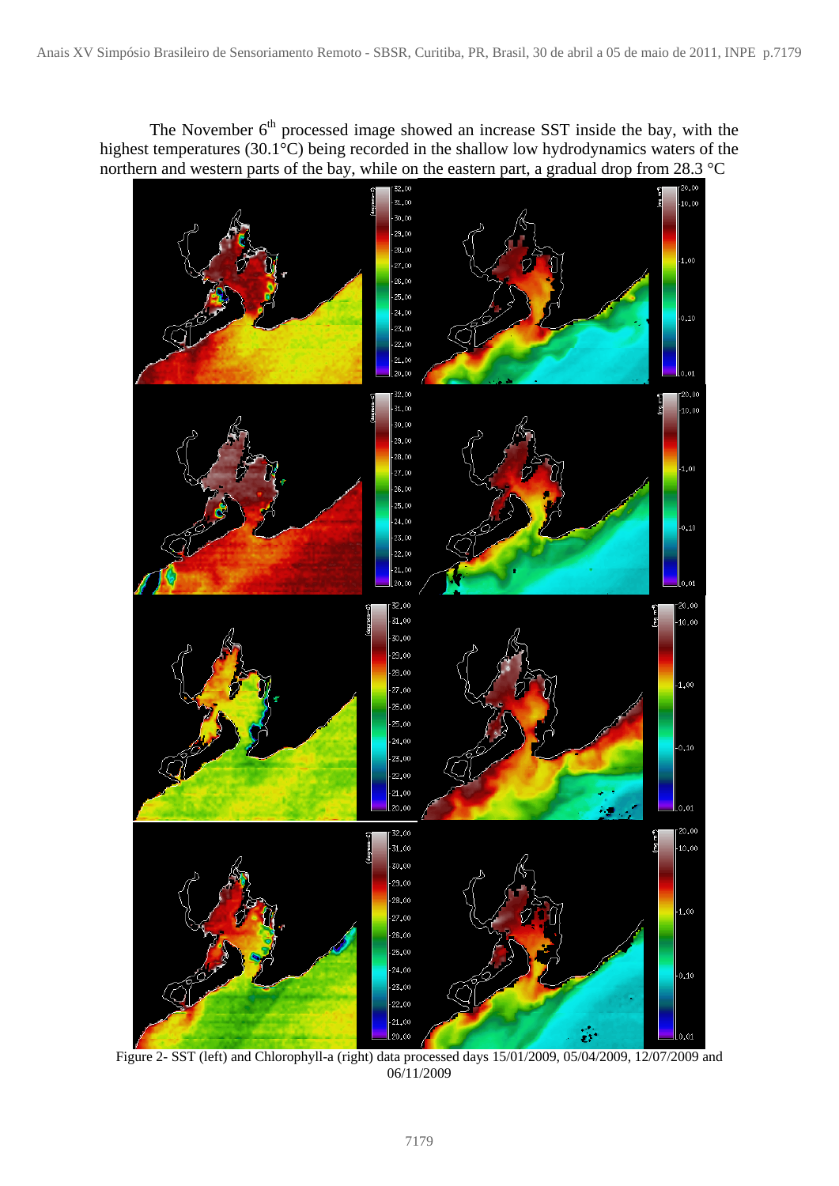The November 6th processed image showed an increase SST inside the bay, with the highest temperatures (30.1°C) being recorded in the shallow low hydrodynamics waters of the northern and western parts of the bay, while on the eastern part, a gradual drop from 28.3 °C

Figure 2- SST (left) and Chlorophyll-a (right) data processed days 15/01/2009, 05/04/2009, 12/07/2009 and 06/11/2009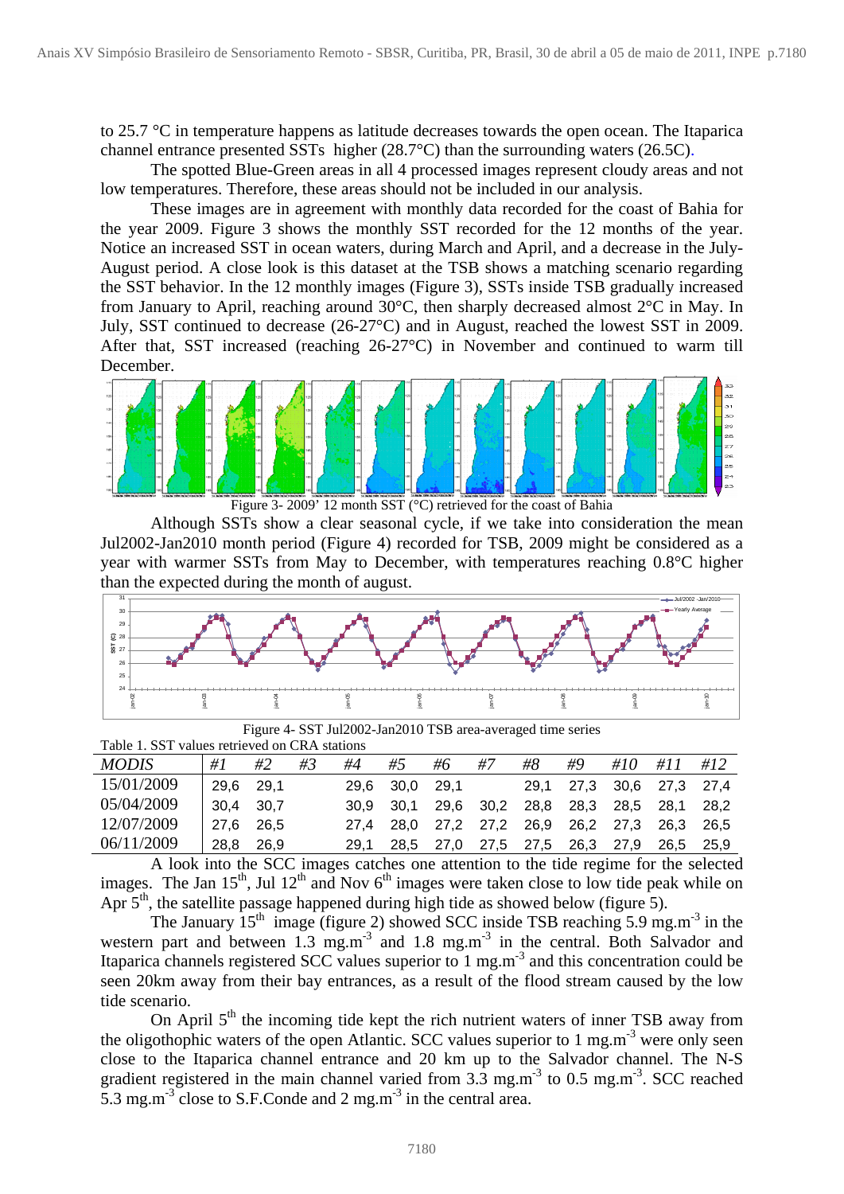to 25.7 °C in temperature happens as latitude decreases towards the open ocean. The Itaparica channel entrance presented SSTs higher (28.7°C) than the surrounding waters (26.5C).

The spotted Blue-Green areas in all 4 processed images represent cloudy areas and not low temperatures. Therefore, these areas should not be included in our analysis.

These images are in agreement with monthly data recorded for the coast of Bahia for the year 2009. Figure 3 shows the monthly SST recorded for the 12 months of the year. Notice an increased SST in ocean waters, during March and April, and a decrease in the July-August period. A close look is this dataset at the TSB shows a matching scenario regarding the SST behavior. In the 12 monthly images (Figure 3), SSTs inside TSB gradually increased from January to April, reaching around 30°C, then sharply decreased almost 2°C in May. In July, SST continued to decrease (26-27°C) and in August, reached the lowest SST in 2009. After that, SST increased (reaching 26-27°C) in November and continued to warm till December.

Figure 3- 2009' 12 month SST (°C) retrieved for the coast of Bahia

Although SSTs show a clear seasonal cycle, if we take into consideration the mean Jul2002-Jan2010 month period (Figure 4) recorded for TSB, 2009 might be considered as a year with warmer SSTs from May to December, with temperatures reaching 0.8°C higher than the expected during the month of august.

Figure 4- SST Jul2002-Jan2010 TSB area-averaged time series

Table 1. SST values retrieved on CRA stations

| *MODIS* | *#1* | *#2* | *#3* | *#4* | *#5* | *#6* | *#7* | *#8* | *#9* | *#10* | *#11* | *#12* |
|---|---|---|---|---|---|---|---|---|---|---|---|---|
| 15/01/2009 | 29,6 | 29,1 | | 29,6 | 30,0 | 29,1 | | 29,1 | 27,3 | 30,6 | 27,3 | 27,4 |
| 05/04/2009 | 30,4 | 30,7 | | 30,9 | 30,1 | 29,6 | 30,2 | 28,8 | 28,3 | 28,5 | 28,1 | 28,2 |
| 12/07/2009 | 27,6 | 26,5 | | 27,4 | 28,0 | 27,2 | 27,2 | 26,9 | 26,2 | 27,3 | 26,3 | 26,5 |
| 06/11/2009 | 28,8 | 26,9 | | 29,1 | 28,5 | 27,0 | 27,5 | 27,5 | 26,3 | 27,9 | 26,5 | 25,9 |

A look into the SCC images catches one attention to the tide regime for the selected images. The Jan 15th, Jul 12th and Nov 6th images were taken close to low tide peak while on Apr 5th, the satellite passage happened during high tide as showed below (figure 5).

The January 15th image (figure 2) showed SCC inside TSB reaching 5.9 mg.m$^{-3}$ in the western part and between 1.3 mg.m$^{-3}$ and 1.8 mg.m$^{-3}$ in the central. Both Salvador and Itaparica channels registered SCC values superior to 1 mg.m$^{-3}$ and this concentration could be seen 20km away from their bay entrances, as a result of the flood stream caused by the low tide scenario.

On April 5th the incoming tide kept the rich nutrient waters of inner TSB away from the oligothophic waters of the open Atlantic. SCC values superior to 1 mg.m$^{-3}$ were only seen close to the Itaparica channel entrance and 20 km up to the Salvador channel. The N-S gradient registered in the main channel varied from 3.3 mg.m$^{-3}$ to 0.5 mg.m$^{-3}$. SCC reached 5.3 mg.m$^{-3}$ close to S.F.Conde and 2 mg.m$^{-3}$ in the central area.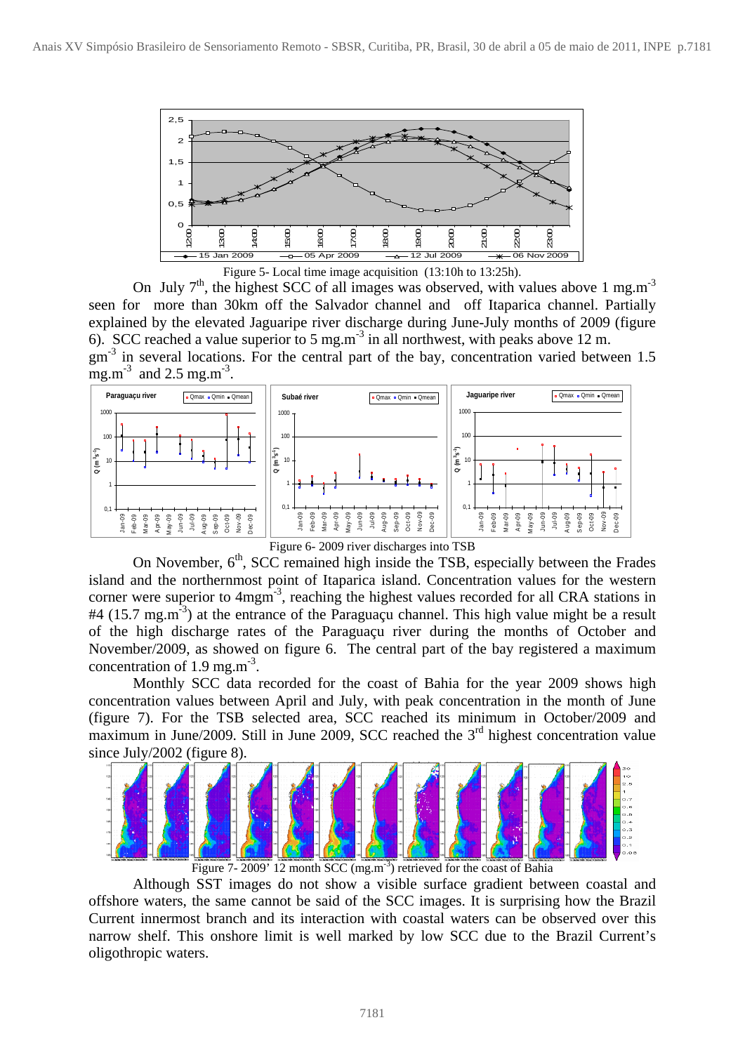Figure 5- Local time image acquisition (13:10h to 13:25h).

On July 7th, the highest SCC of all images was observed, with values above 1 $mg.m^{-3}$ seen for more than 30km off the Salvador channel and off Itaparica channel. Partially explained by the elevated Jaguaripe river discharge during June-July months of 2009 (figure 6). SCC reached a value superior to 5 $mg.m^{-3}$ in all northwest, with peaks above 12 m. $gm^{-3}$ in several locations. For the central part of the bay, concentration varied between 1.5 $mg.m^{-3}$ and 2.5 $mg.m^{-3}$.

Figure 6- 2009 river discharges into TSB

On November, 6th, SCC remained high inside the TSB, especially between the Frades island and the northernmost point of Itaparica island. Concentration values for the western corner were superior to $4mgm^{-3}$, reaching the highest values recorded for all CRA stations in #4 (15.7 $mg.m^{-3}$) at the entrance of the Paraguaçu channel. This high value might be a result of the high discharge rates of the Paraguaçu river during the months of October and November/2009, as showed on figure 6. The central part of the bay registered a maximum concentration of 1.9 $mg.m^{-3}$.

Monthly SCC data recorded for the coast of Bahia for the year 2009 shows high concentration values between April and July, with peak concentration in the month of June (figure 7). For the TSB selected area, SCC reached its minimum in October/2009 and maximum in June/2009. Still in June 2009, SCC reached the 3rd highest concentration value since July/2002 (figure 8).

Figure 7- 2009' 12 month SCC ($mg.m^{-3}$) retrieved for the coast of Bahia

Although SST images do not show a visible surface gradient between coastal and offshore waters, the same cannot be said of the SCC images. It is surprising how the Brazil Current innermost branch and its interaction with coastal waters can be observed over this narrow shelf. This onshore limit is well marked by low SCC due to the Brazil Current's oligothropic waters.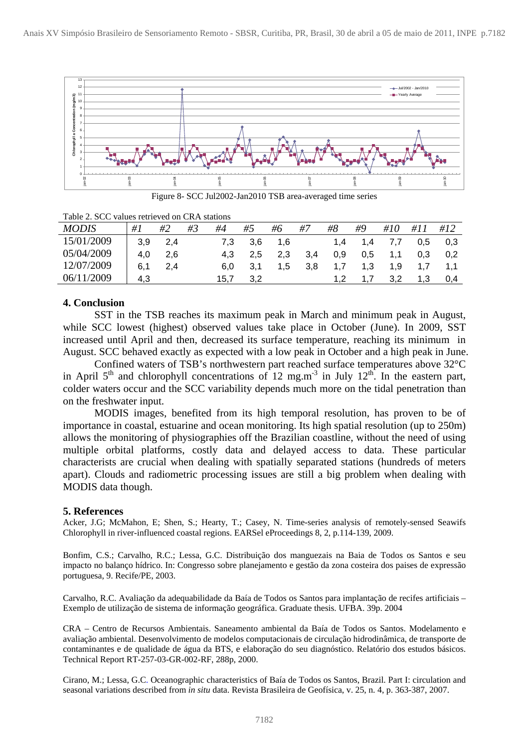Figure 8- SCC Jul2002-Jan2010 TSB area-averaged time series

Table 2. SCC values retrieved on CRA stations

| *MODIS* | *#1* | *#2* | *#3* | *#4* | *#5* | *#6* | *#7* | *#8* | *#9* | *#10* | *#11* | *#12* |
|---|---|---|---|---|---|---|---|---|---|---|---|---|
| 15/01/2009 | 3,9 | 2,4 | | 7,3 | 3,6 | 1,6 | | 1,4 | 1,4 | 7,7 | 0,5 | 0,3 |
| 05/04/2009 | 4,0 | 2,6 | | 4,3 | 2,5 | 2,3 | 3,4 | 0,9 | 0,5 | 1,1 | 0,3 | 0,2 |
| 12/07/2009 | 6,1 | 2,4 | | 6,0 | 3,1 | 1,5 | 3,8 | 1,7 | 1,3 | 1,9 | 1,7 | 1,1 |
| 06/11/2009 | 4,3 | | | 15,7 | 3,2 | | | 1,2 | 1,7 | 3,2 | 1,3 | 0,4 |

## 4. Conclusion

SST in the TSB reaches its maximum peak in March and minimum peak in August, while SCC lowest (highest) observed values take place in October (June). In 2009, SST increased until April and then, decreased its surface temperature, reaching its minimum in August. SCC behaved exactly as expected with a low peak in October and a high peak in June.

Confined waters of TSB's northwestern part reached surface temperatures above 32°C in April 5$^{th}$ and chlorophyll concentrations of 12 mg.m$^{-3}$ in July 12$^{th}$. In the eastern part, colder waters occur and the SCC variability depends much more on the tidal penetration than on the freshwater input.

MODIS images, benefited from its high temporal resolution, has proven to be of importance in coastal, estuarine and ocean monitoring. Its high spatial resolution (up to 250m) allows the monitoring of physiographies off the Brazilian coastline, without the need of using multiple orbital platforms, costly data and delayed access to data. These particular characterists are crucial when dealing with spatially separated stations (hundreds of meters apart). Clouds and radiometric processing issues are still a big problem when dealing with MODIS data though.

## 5. References

Acker, J.G; McMahon, E; Shen, S.; Hearty, T.; Casey, N. Time-series analysis of remotely-sensed Seawifs Chlorophyll in river-influenced coastal regions. EARSel eProceedings 8, 2, p.114-139, 2009.

Bonfim, C.S.; Carvalho, R.C.; Lessa, G.C. Distribuição dos manguezais na Baia de Todos os Santos e seu impacto no balanço hídrico. In: Congresso sobre planejamento e gestão da zona costeira dos paises de expressão portuguesa, 9. Recife/PE, 2003.

Carvalho, R.C. Avaliação da adequabilidade da Baía de Todos os Santos para implantação de recifes artificiais – Exemplo de utilização de sistema de informação geográfica. Graduate thesis. UFBA. 39p. 2004

CRA – Centro de Recursos Ambientais. Saneamento ambiental da Baía de Todos os Santos. Modelamento e avaliação ambiental. Desenvolvimento de modelos computacionais de circulação hidrodinâmica, de transporte de contaminantes e de qualidade de água da BTS, e elaboração do seu diagnóstico. Relatório dos estudos básicos. Technical Report RT-257-03-GR-002-RF, 288p, 2000.

Cirano, M.; Lessa, G.C. Oceanographic characteristics of Baía de Todos os Santos, Brazil. Part I: circulation and seasonal variations described from *in situ* data. Revista Brasileira de Geofísica, v. 25, n. 4, p. 363-387, 2007.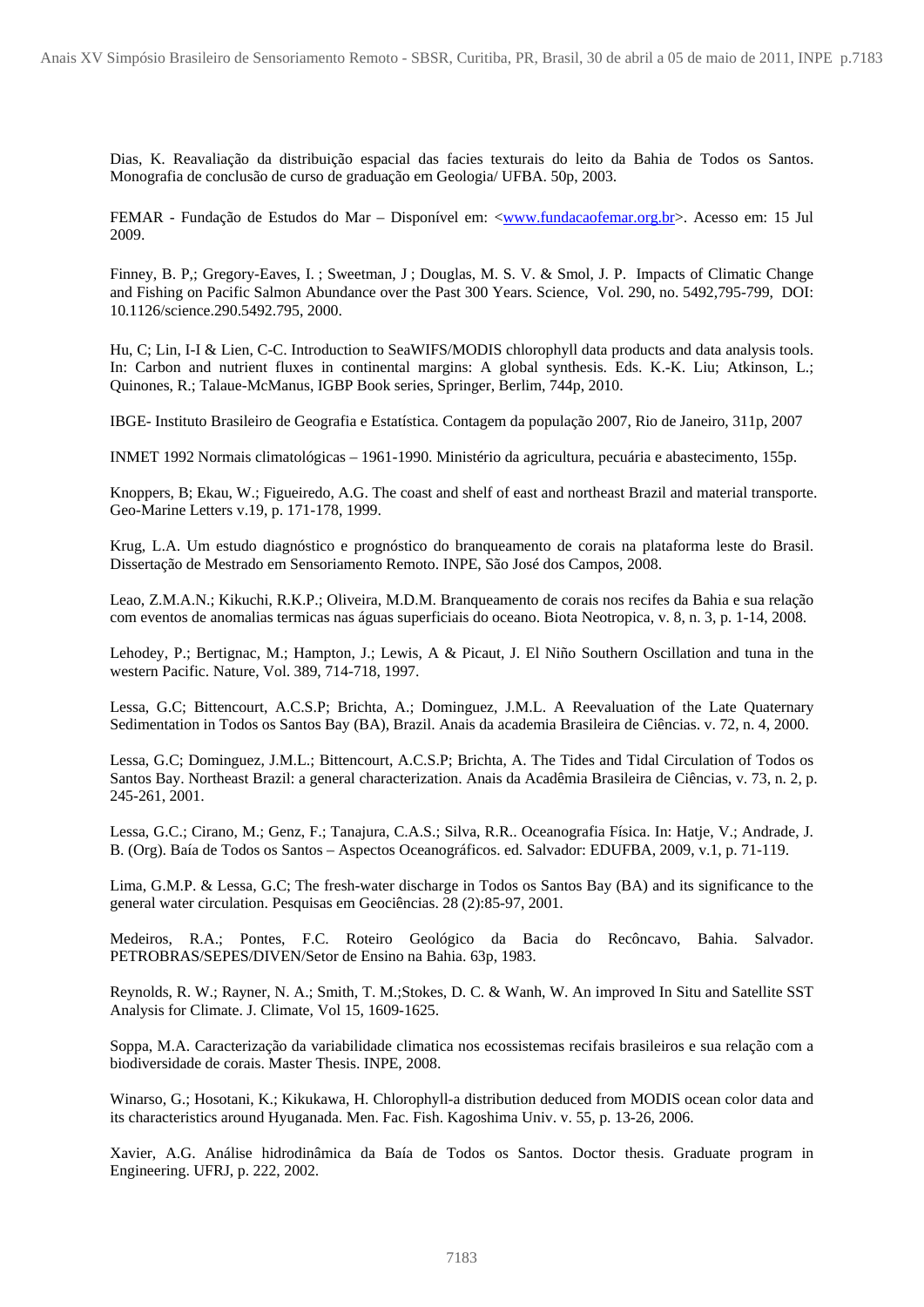Dias, K. Reavaliação da distribuição espacial das facies texturais do leito da Bahia de Todos os Santos. Monografia de conclusão de curso de graduação em Geologia/ UFBA. 50p, 2003.

FEMAR - Fundação de Estudos do Mar – Disponível em: <www.fundacaofemar.org.br>. Acesso em: 15 Jul 2009.

Finney, B. P,; Gregory-Eaves, I. ; Sweetman, J ; Douglas, M. S. V. & Smol, J. P. Impacts of Climatic Change and Fishing on Pacific Salmon Abundance over the Past 300 Years. Science, Vol. 290, no. 5492,795-799, DOI: 10.1126/science.290.5492.795, 2000.

Hu, C; Lin, I-I & Lien, C-C. Introduction to SeaWIFS/MODIS chlorophyll data products and data analysis tools. In: Carbon and nutrient fluxes in continental margins: A global synthesis. Eds. K.-K. Liu; Atkinson, L.; Quinones, R.; Talaue-McManus, IGBP Book series, Springer, Berlim, 744p, 2010.

IBGE- Instituto Brasileiro de Geografia e Estatística. Contagem da população 2007, Rio de Janeiro, 311p, 2007

INMET 1992 Normais climatológicas – 1961-1990. Ministério da agricultura, pecuária e abastecimento, 155p.

Knoppers, B; Ekau, W.; Figueiredo, A.G. The coast and shelf of east and northeast Brazil and material transporte. Geo-Marine Letters v.19, p. 171-178, 1999.

Krug, L.A. Um estudo diagnóstico e prognóstico do branqueamento de corais na plataforma leste do Brasil. Dissertação de Mestrado em Sensoriamento Remoto. INPE, São José dos Campos, 2008.

Leao, Z.M.A.N.; Kikuchi, R.K.P.; Oliveira, M.D.M. Branqueamento de corais nos recifes da Bahia e sua relação com eventos de anomalias termicas nas águas superficiais do oceano. Biota Neotropica, v. 8, n. 3, p. 1-14, 2008.

Lehodey, P.; Bertignac, M.; Hampton, J.; Lewis, A & Picaut, J. El Niño Southern Oscillation and tuna in the western Pacific. Nature, Vol. 389, 714-718, 1997.

Lessa, G.C; Bittencourt, A.C.S.P; Brichta, A.; Dominguez, J.M.L. A Reevaluation of the Late Quaternary Sedimentation in Todos os Santos Bay (BA), Brazil. Anais da academia Brasileira de Ciências. v. 72, n. 4, 2000.

Lessa, G.C; Dominguez, J.M.L.; Bittencourt, A.C.S.P; Brichta, A. The Tides and Tidal Circulation of Todos os Santos Bay. Northeast Brazil: a general characterization. Anais da Acadêmia Brasileira de Ciências, v. 73, n. 2, p. 245-261, 2001.

Lessa, G.C.; Cirano, M.; Genz, F.; Tanajura, C.A.S.; Silva, R.R.. Oceanografia Física. In: Hatje, V.; Andrade, J. B. (Org). Baía de Todos os Santos – Aspectos Oceanográficos. ed. Salvador: EDUFBA, 2009, v.1, p. 71-119.

Lima, G.M.P. & Lessa, G.C; The fresh-water discharge in Todos os Santos Bay (BA) and its significance to the general water circulation. Pesquisas em Geociências. 28 (2):85-97, 2001.

Medeiros, R.A.; Pontes, F.C. Roteiro Geológico da Bacia do Recôncavo, Bahia. Salvador. PETROBRAS/SEPES/DIVEN/Setor de Ensino na Bahia. 63p, 1983.

Reynolds, R. W.; Rayner, N. A.; Smith, T. M.;Stokes, D. C. & Wanh, W. An improved In Situ and Satellite SST Analysis for Climate. J. Climate, Vol 15, 1609-1625.

Soppa, M.A. Caracterização da variabilidade climatica nos ecossistemas recifais brasileiros e sua relação com a biodiversidade de corais. Master Thesis. INPE, 2008.

Winarso, G.; Hosotani, K.; Kikukawa, H. Chlorophyll-a distribution deduced from MODIS ocean color data and its characteristics around Hyuganada. Men. Fac. Fish. Kagoshima Univ. v. 55, p. 13-26, 2006.

Xavier, A.G. Análise hidrodinâmica da Baía de Todos os Santos. Doctor thesis. Graduate program in Engineering. UFRJ, p. 222, 2002.